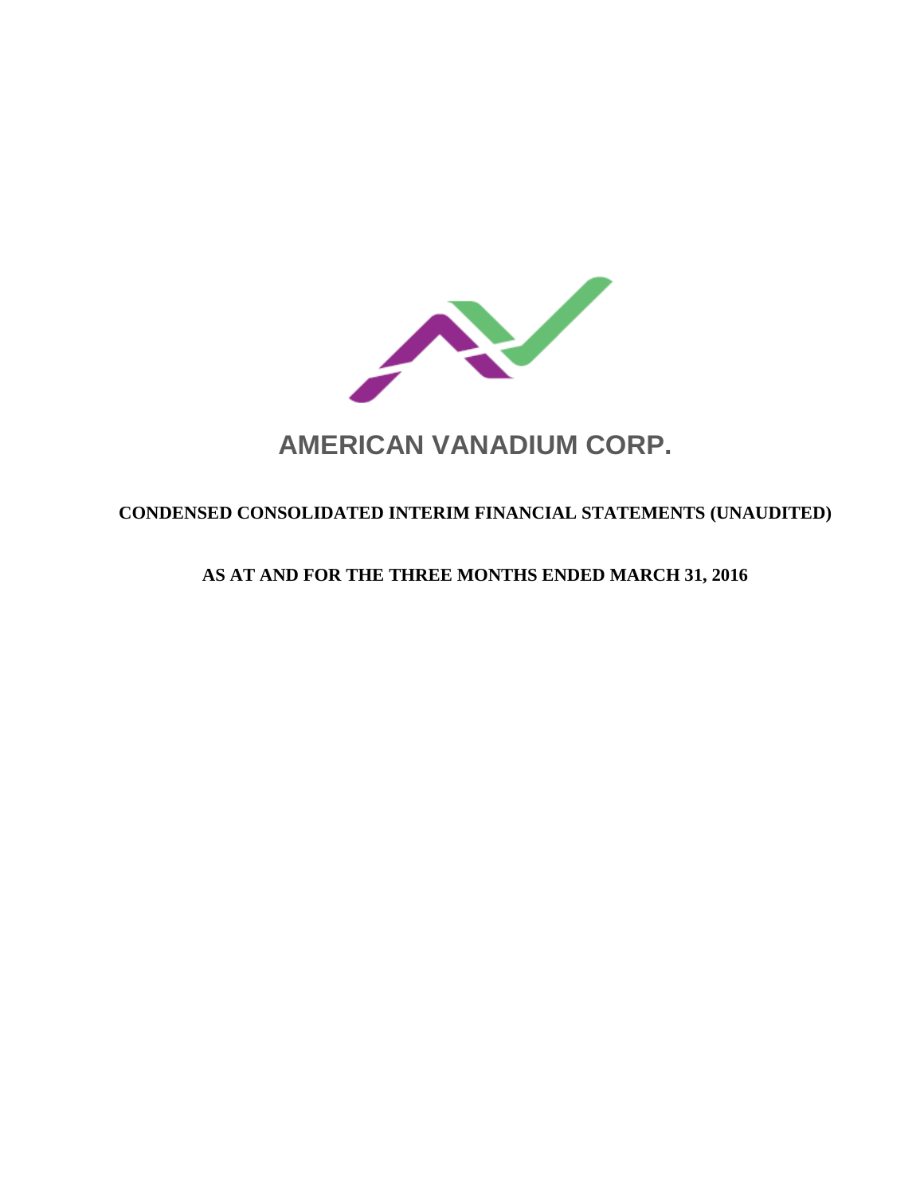# AMERICAN VANADIUM CORP.

## CONDENSED CONSOLIDATED INTERIM FINANCIAL STATEMENTS (UNAUDITED)

## AS AT AND FOR THE THREE MONTHS ENDED MARCH 31, 2016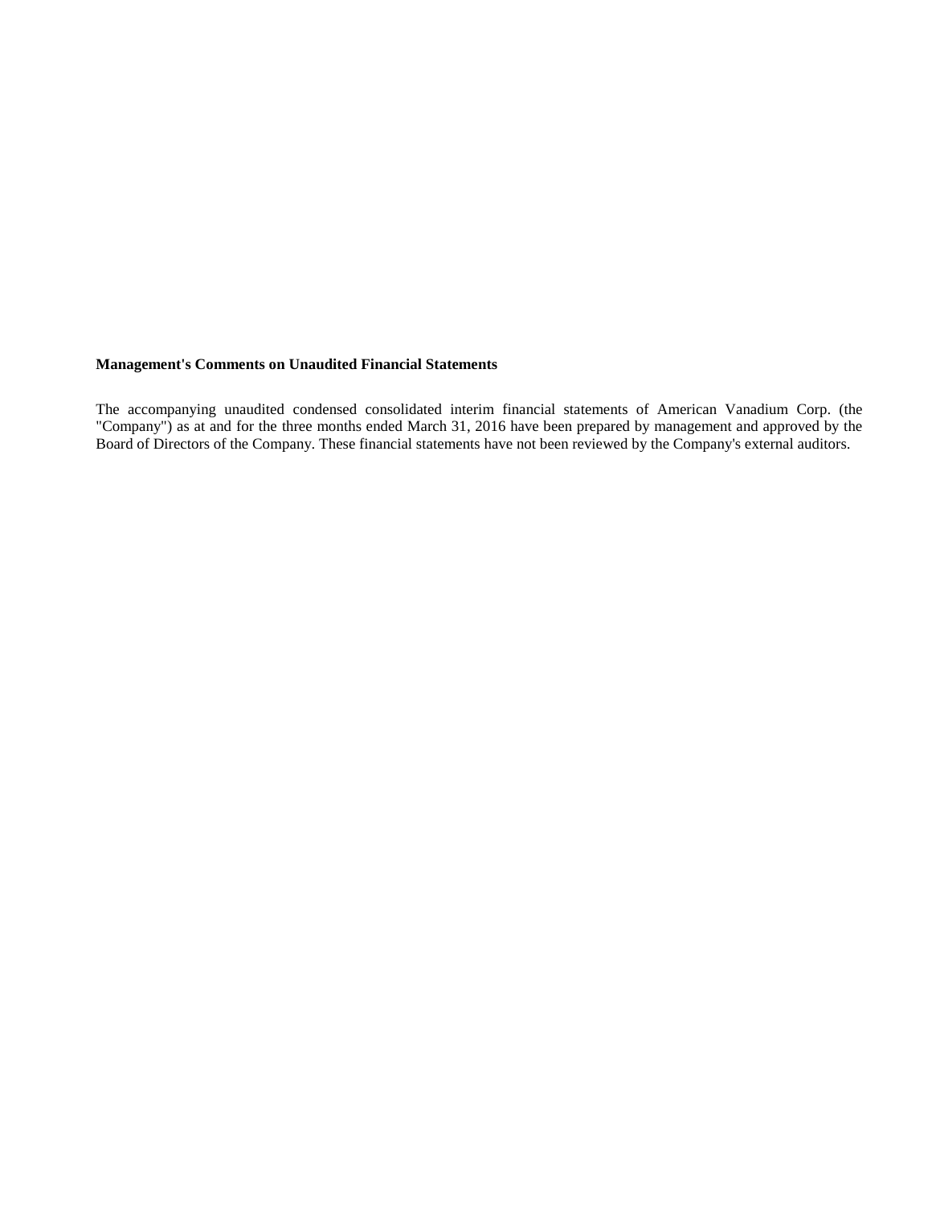**Management's Comments on Unaudited Financial Statements**

The accompanying unaudited condensed consolidated interim financial statements of American Vanadium Corp. (the "Company") as at and for the three months ended March 31, 2016 have been prepared by management and approved by the Board of Directors of the Company. These financial statements have not been reviewed by the Company's external auditors.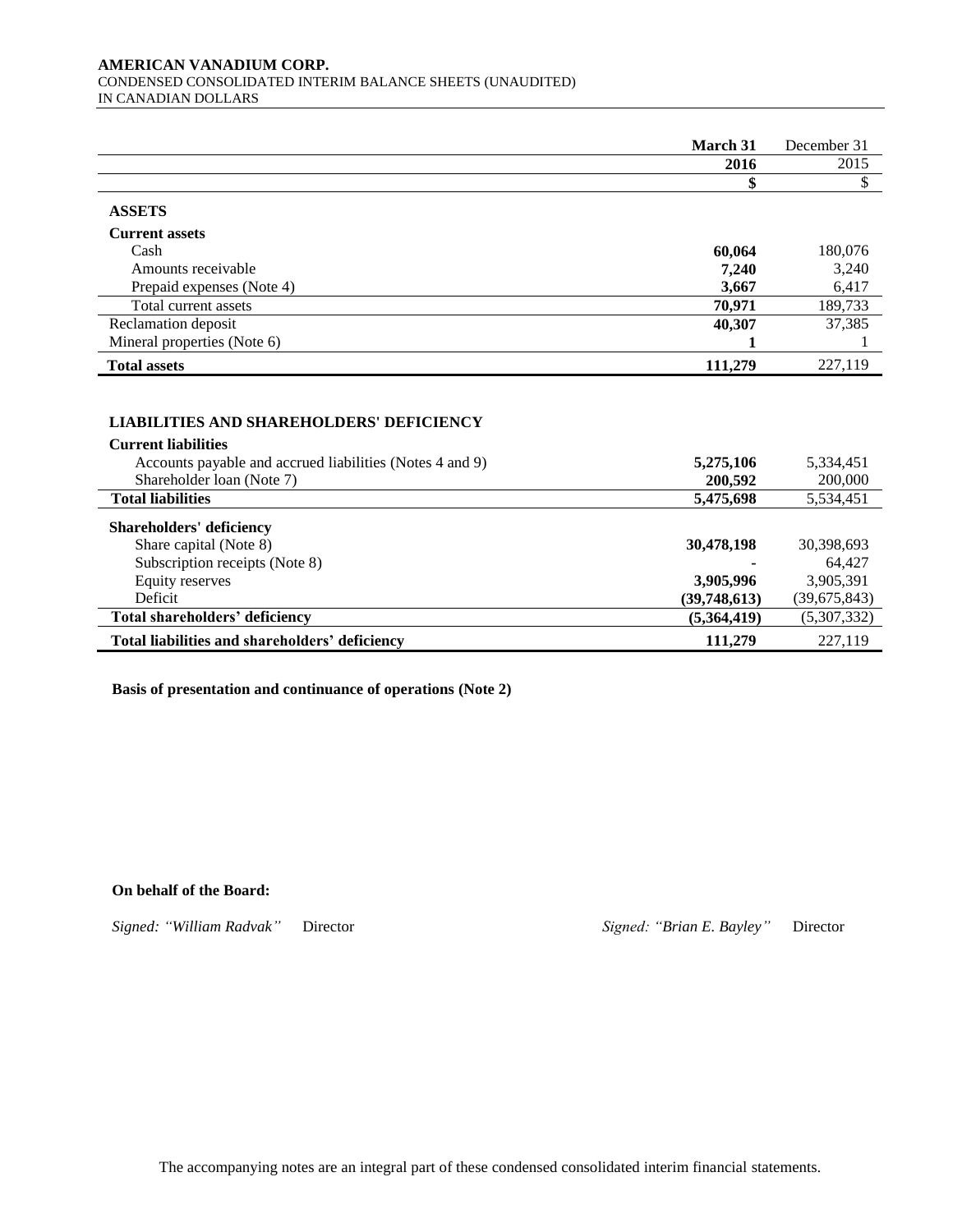**AMERICAN VANADIUM CORP.**
CONDENSED CONSOLIDATED INTERIM BALANCE SHEETS (UNAUDITED)
IN CANADIAN DOLLARS

| | **March 31 2016** | December 31 2015 |
|---|---|---|
| | **$** | $ |
| **ASSETS** | | |
| **Current assets** | | |
| Cash | **60,064** | 180,076 |
| Amounts receivable | **7,240** | 3,240 |
| Prepaid expenses (Note 4) | **3,667** | 6,417 |
| Total current assets | **70,971** | 189,733 |
| Reclamation deposit | **40,307** | 37,385 |
| Mineral properties (Note 6) | **1** | 1 |
| **Total assets** | **111,279** | 227,119 |
| | | |
| **LIABILITIES AND SHAREHOLDERS' DEFICIENCY** | | |
| **Current liabilities** | | |
| Accounts payable and accrued liabilities (Notes 4 and 9) | **5,275,106** | 5,334,451 |
| Shareholder loan (Note 7) | **200,592** | 200,000 |
| **Total liabilities** | **5,475,698** | 5,534,451 |
| **Shareholders' deficiency** | | |
| Share capital (Note 8) | **30,478,198** | 30,398,693 |
| Subscription receipts (Note 8) | **-** | 64,427 |
| Equity reserves | **3,905,996** | 3,905,391 |
| Deficit | **(39,748,613)** | (39,675,843) |
| **Total shareholders' deficiency** | **(5,364,419)** | (5,307,332) |
| **Total liabilities and shareholders' deficiency** | **111,279** | 227,119 |

**Basis of presentation and continuance of operations (Note 2)**

**On behalf of the Board:**

*Signed: "William Radvak"* Director *Signed: "Brian E. Bayley"* Director

The accompanying notes are an integral part of these condensed consolidated interim financial statements.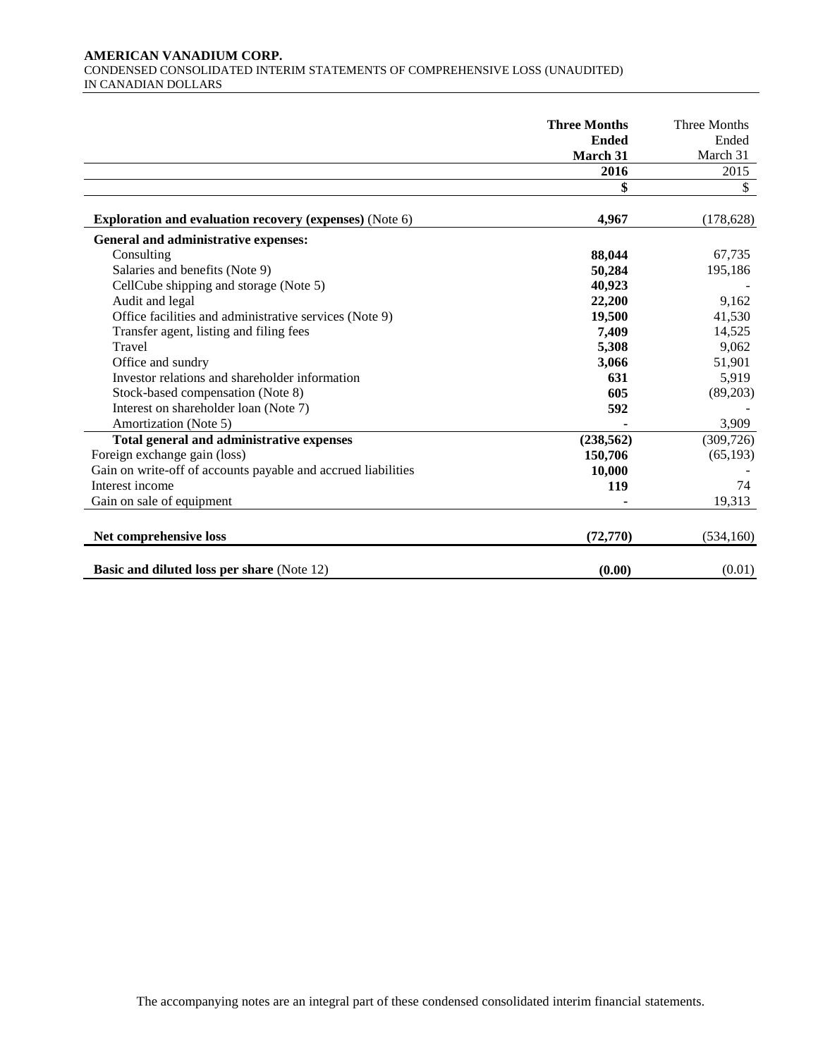**AMERICAN VANADIUM CORP.**
CONDENSED CONSOLIDATED INTERIM STATEMENTS OF COMPREHENSIVE LOSS (UNAUDITED)
IN CANADIAN DOLLARS

| | **Three Months Ended March 31 2016** | Three Months Ended March 31 2015 |
|---|---|---|
| | **$** | $ |
| **Exploration and evaluation recovery (expenses)** (Note 6) | **4,967** | (178,628) |
| **General and administrative expenses:** | | |
| Consulting | **88,044** | 67,735 |
| Salaries and benefits (Note 9) | **50,284** | 195,186 |
| CellCube shipping and storage (Note 5) | **40,923** | - |
| Audit and legal | **22,200** | 9,162 |
| Office facilities and administrative services (Note 9) | **19,500** | 41,530 |
| Transfer agent, listing and filing fees | **7,409** | 14,525 |
| Travel | **5,308** | 9,062 |
| Office and sundry | **3,066** | 51,901 |
| Investor relations and shareholder information | **631** | 5,919 |
| Stock-based compensation (Note 8) | **605** | (89,203) |
| Interest on shareholder loan (Note 7) | **592** | - |
| Amortization (Note 5) | **-** | 3,909 |
| **Total general and administrative expenses** | **(238,562)** | (309,726) |
| Foreign exchange gain (loss) | **150,706** | (65,193) |
| Gain on write-off of accounts payable and accrued liabilities | **10,000** | - |
| Interest income | **119** | 74 |
| Gain on sale of equipment | **-** | 19,313 |
| **Net comprehensive loss** | **(72,770)** | (534,160) |
| **Basic and diluted loss per share** (Note 12) | **(0.00)** | (0.01) |

The accompanying notes are an integral part of these condensed consolidated interim financial statements.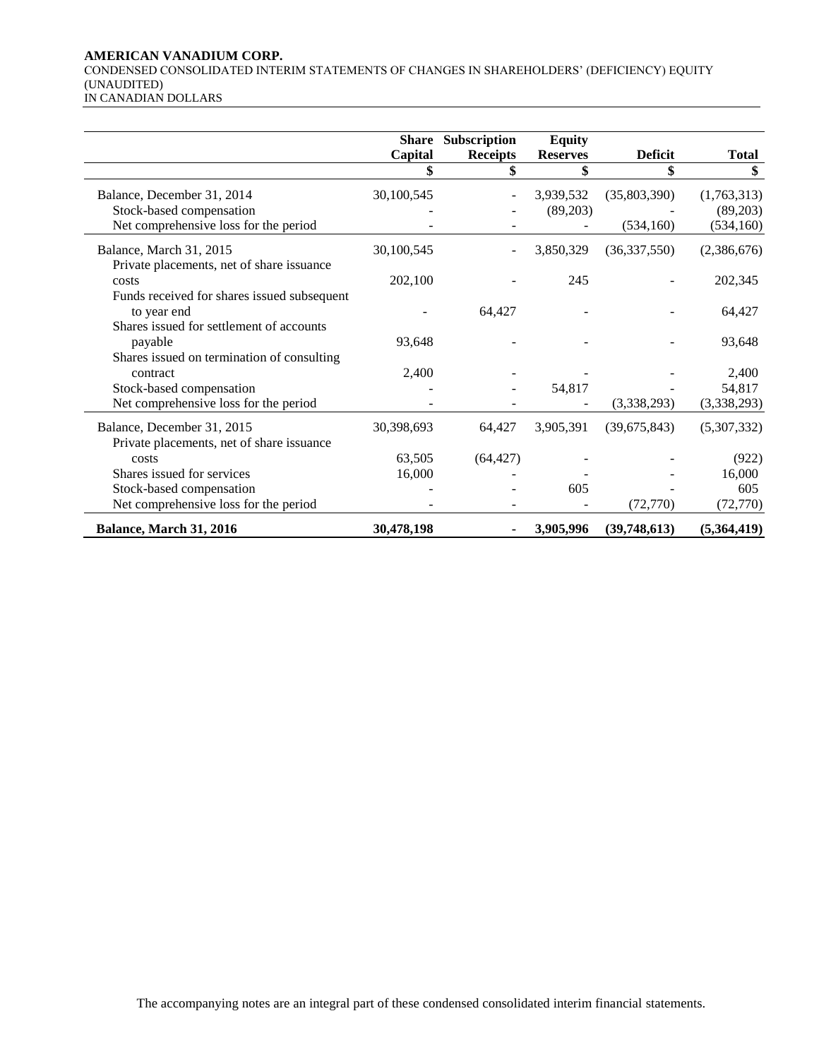**AMERICAN VANADIUM CORP.**
CONDENSED CONSOLIDATED INTERIM STATEMENTS OF CHANGES IN SHAREHOLDERS' (DEFICIENCY) EQUITY (UNAUDITED)
IN CANADIAN DOLLARS

| | Share Capital | Subscription Receipts | Equity Reserves | Deficit | Total |
|---|---|---|---|---|---|
| | $ | $ | $ | $ | $ |
| Balance, December 31, 2014 | 30,100,545 | - | 3,939,532 | (35,803,390) | (1,763,313) |
| Stock-based compensation | - | - | (89,203) | - | (89,203) |
| Net comprehensive loss for the period | - | - | - | (534,160) | (534,160) |
| Balance, March 31, 2015 | 30,100,545 | - | 3,850,329 | (36,337,550) | (2,386,676) |
| Private placements, net of share issuance costs | 202,100 | - | 245 | - | 202,345 |
| Funds received for shares issued subsequent to year end | - | 64,427 | - | - | 64,427 |
| Shares issued for settlement of accounts payable | 93,648 | - | - | - | 93,648 |
| Shares issued on termination of consulting contract | 2,400 | - | - | - | 2,400 |
| Stock-based compensation | - | - | 54,817 | - | 54,817 |
| Net comprehensive loss for the period | - | - | - | (3,338,293) | (3,338,293) |
| Balance, December 31, 2015 | 30,398,693 | 64,427 | 3,905,391 | (39,675,843) | (5,307,332) |
| Private placements, net of share issuance costs | 63,505 | (64,427) | - | - | (922) |
| Shares issued for services | 16,000 | - | - | - | 16,000 |
| Stock-based compensation | - | - | 605 | - | 605 |
| Net comprehensive loss for the period | - | - | - | (72,770) | (72,770) |
| **Balance, March 31, 2016** | **30,478,198** | **-** | **3,905,996** | **(39,748,613)** | **(5,364,419)** |

The accompanying notes are an integral part of these condensed consolidated interim financial statements.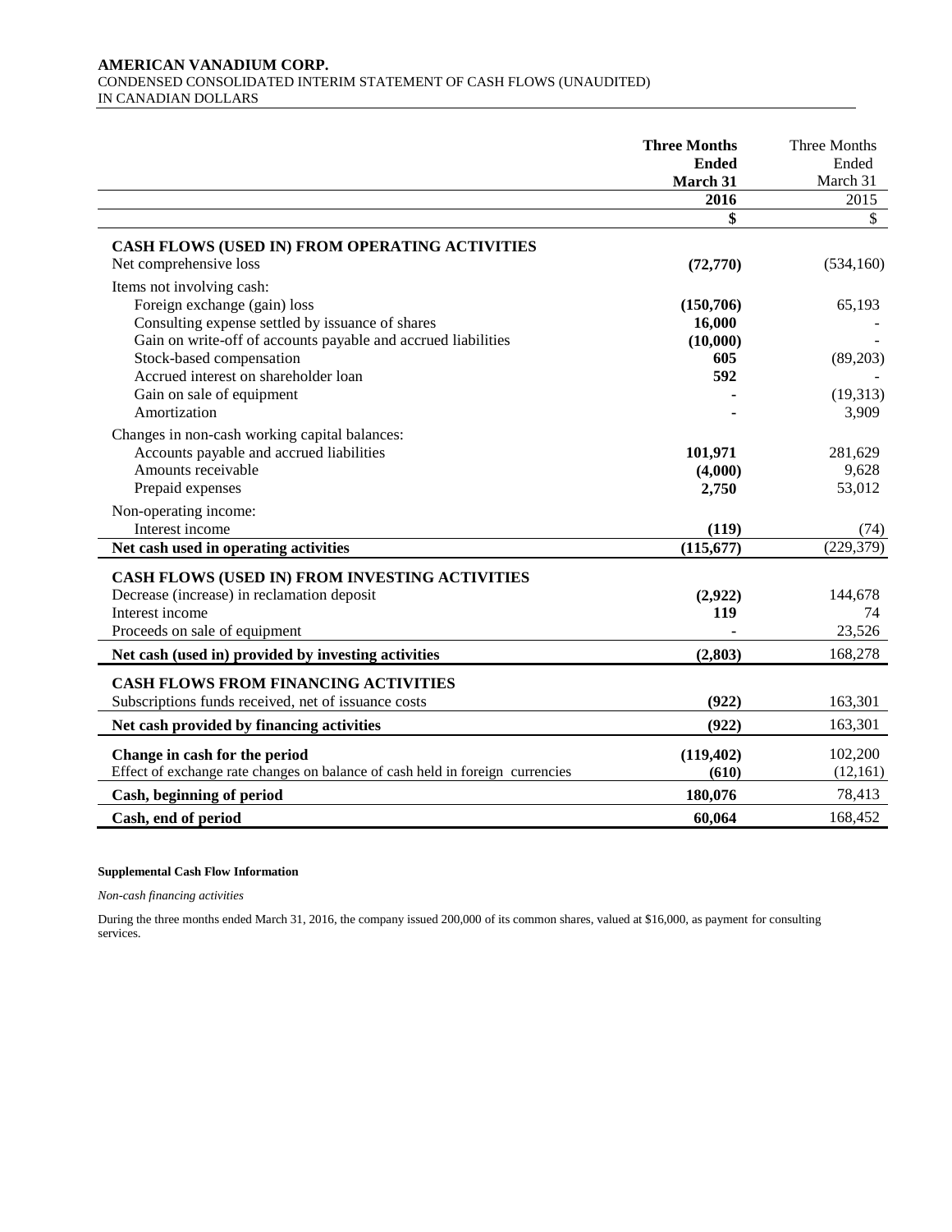**AMERICAN VANADIUM CORP.**
CONDENSED CONSOLIDATED INTERIM STATEMENT OF CASH FLOWS (UNAUDITED)
IN CANADIAN DOLLARS

| | **Three Months Ended March 31 2016** | Three Months Ended March 31 2015 |
|---|---|---|
| | **$** | $ |
| **CASH FLOWS (USED IN) FROM OPERATING ACTIVITIES** | | |
| Net comprehensive loss | **(72,770)** | (534,160) |
| Items not involving cash: | | |
| Foreign exchange (gain) loss | **(150,706)** | 65,193 |
| Consulting expense settled by issuance of shares | **16,000** | - |
| Gain on write-off of accounts payable and accrued liabilities | **(10,000)** | - |
| Stock-based compensation | **605** | (89,203) |
| Accrued interest on shareholder loan | **592** | - |
| Gain on sale of equipment | **-** | (19,313) |
| Amortization | **-** | 3,909 |
| Changes in non-cash working capital balances: | | |
| Accounts payable and accrued liabilities | **101,971** | 281,629 |
| Amounts receivable | **(4,000)** | 9,628 |
| Prepaid expenses | **2,750** | 53,012 |
| Non-operating income: | | |
| Interest income | **(119)** | (74) |
| **Net cash used in operating activities** | **(115,677)** | (229,379) |
| **CASH FLOWS (USED IN) FROM INVESTING ACTIVITIES** | | |
| Decrease (increase) in reclamation deposit | **(2,922)** | 144,678 |
| Interest income | **119** | 74 |
| Proceeds on sale of equipment | **-** | 23,526 |
| **Net cash (used in) provided by investing activities** | **(2,803)** | 168,278 |
| **CASH FLOWS FROM FINANCING ACTIVITIES** | | |
| Subscriptions funds received, net of issuance costs | **(922)** | 163,301 |
| **Net cash provided by financing activities** | **(922)** | 163,301 |
| **Change in cash for the period** | **(119,402)** | 102,200 |
| Effect of exchange rate changes on balance of cash held in foreign currencies | **(610)** | (12,161) |
| **Cash, beginning of period** | **180,076** | 78,413 |
| **Cash, end of period** | **60,064** | 168,452 |

**Supplemental Cash Flow Information**

*Non-cash financing activities*

During the three months ended March 31, 2016, the company issued 200,000 of its common shares, valued at $16,000, as payment for consulting services.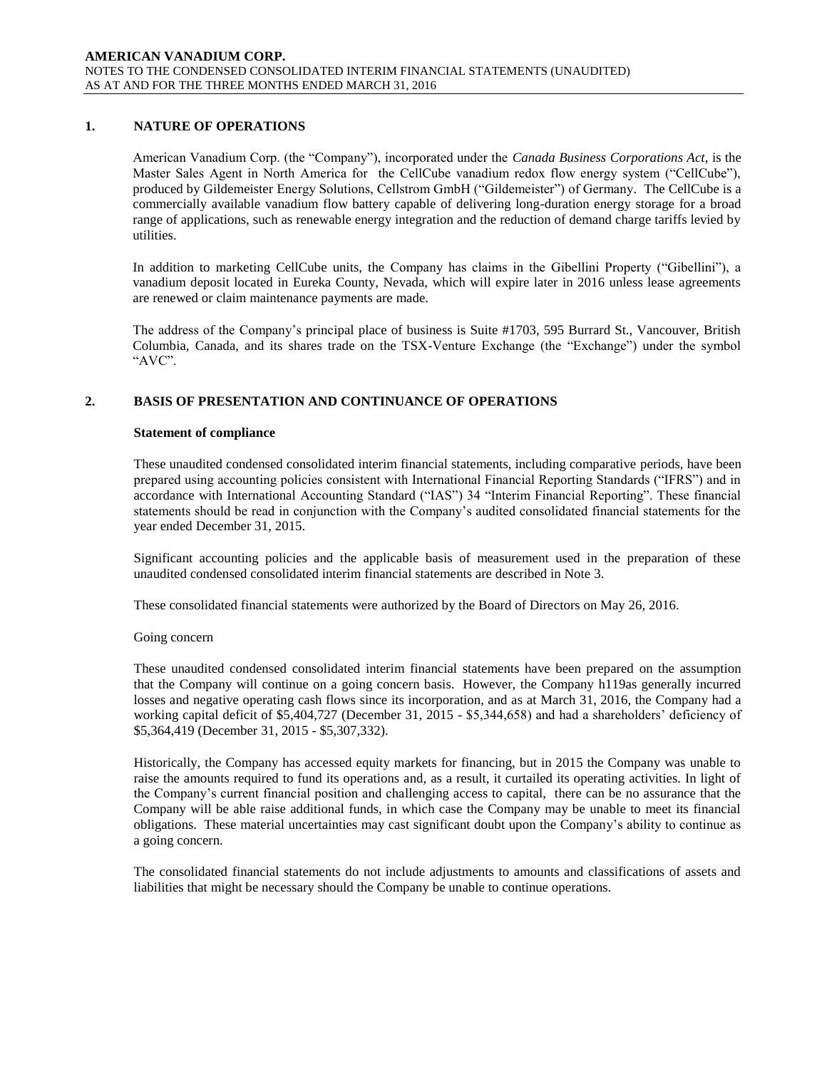## 1. NATURE OF OPERATIONS

American Vanadium Corp. (the "Company"), incorporated under the *Canada Business Corporations Act*, is the Master Sales Agent in North America for the CellCube vanadium redox flow energy system ("CellCube"), produced by Gildemeister Energy Solutions, Cellstrom GmbH ("Gildemeister") of Germany. The CellCube is a commercially available vanadium flow battery capable of delivering long-duration energy storage for a broad range of applications, such as renewable energy integration and the reduction of demand charge tariffs levied by utilities.

In addition to marketing CellCube units, the Company has claims in the Gibellini Property ("Gibellini"), a vanadium deposit located in Eureka County, Nevada, which will expire later in 2016 unless lease agreements are renewed or claim maintenance payments are made.

The address of the Company's principal place of business is Suite #1703, 595 Burrard St., Vancouver, British Columbia, Canada, and its shares trade on the TSX-Venture Exchange (the "Exchange") under the symbol "AVC".

## 2. BASIS OF PRESENTATION AND CONTINUANCE OF OPERATIONS

### Statement of compliance

These unaudited condensed consolidated interim financial statements, including comparative periods, have been prepared using accounting policies consistent with International Financial Reporting Standards ("IFRS") and in accordance with International Accounting Standard ("IAS") 34 "Interim Financial Reporting". These financial statements should be read in conjunction with the Company's audited consolidated financial statements for the year ended December 31, 2015.

Significant accounting policies and the applicable basis of measurement used in the preparation of these unaudited condensed consolidated interim financial statements are described in Note 3.

These consolidated financial statements were authorized by the Board of Directors on May 26, 2016.

Going concern

These unaudited condensed consolidated interim financial statements have been prepared on the assumption that the Company will continue on a going concern basis. However, the Company h119as generally incurred losses and negative operating cash flows since its incorporation, and as at March 31, 2016, the Company had a working capital deficit of $5,404,727 (December 31, 2015 - $5,344,658) and had a shareholders' deficiency of $5,364,419 (December 31, 2015 - $5,307,332).

Historically, the Company has accessed equity markets for financing, but in 2015 the Company was unable to raise the amounts required to fund its operations and, as a result, it curtailed its operating activities. In light of the Company's current financial position and challenging access to capital, there can be no assurance that the Company will be able raise additional funds, in which case the Company may be unable to meet its financial obligations. These material uncertainties may cast significant doubt upon the Company's ability to continue as a going concern.

The consolidated financial statements do not include adjustments to amounts and classifications of assets and liabilities that might be necessary should the Company be unable to continue operations.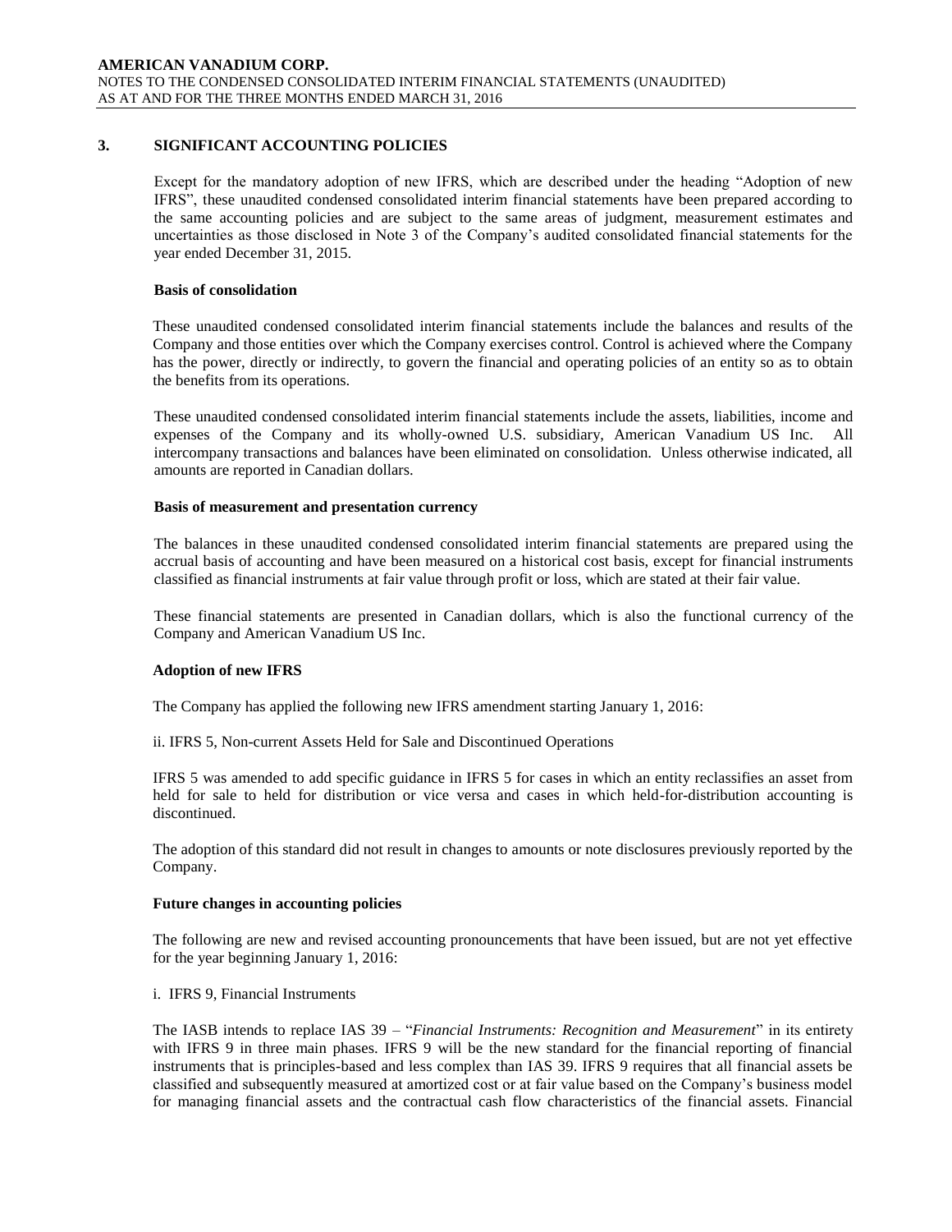## 3. SIGNIFICANT ACCOUNTING POLICIES

Except for the mandatory adoption of new IFRS, which are described under the heading "Adoption of new IFRS", these unaudited condensed consolidated interim financial statements have been prepared according to the same accounting policies and are subject to the same areas of judgment, measurement estimates and uncertainties as those disclosed in Note 3 of the Company's audited consolidated financial statements for the year ended December 31, 2015.

### Basis of consolidation

These unaudited condensed consolidated interim financial statements include the balances and results of the Company and those entities over which the Company exercises control. Control is achieved where the Company has the power, directly or indirectly, to govern the financial and operating policies of an entity so as to obtain the benefits from its operations.

These unaudited condensed consolidated interim financial statements include the assets, liabilities, income and expenses of the Company and its wholly-owned U.S. subsidiary, American Vanadium US Inc. All intercompany transactions and balances have been eliminated on consolidation. Unless otherwise indicated, all amounts are reported in Canadian dollars.

### Basis of measurement and presentation currency

The balances in these unaudited condensed consolidated interim financial statements are prepared using the accrual basis of accounting and have been measured on a historical cost basis, except for financial instruments classified as financial instruments at fair value through profit or loss, which are stated at their fair value.

These financial statements are presented in Canadian dollars, which is also the functional currency of the Company and American Vanadium US Inc.

### Adoption of new IFRS

The Company has applied the following new IFRS amendment starting January 1, 2016:

ii. IFRS 5, Non-current Assets Held for Sale and Discontinued Operations

IFRS 5 was amended to add specific guidance in IFRS 5 for cases in which an entity reclassifies an asset from held for sale to held for distribution or vice versa and cases in which held-for-distribution accounting is discontinued.

The adoption of this standard did not result in changes to amounts or note disclosures previously reported by the Company.

### Future changes in accounting policies

The following are new and revised accounting pronouncements that have been issued, but are not yet effective for the year beginning January 1, 2016:

i. IFRS 9, Financial Instruments

The IASB intends to replace IAS 39 – "*Financial Instruments: Recognition and Measurement*" in its entirety with IFRS 9 in three main phases. IFRS 9 will be the new standard for the financial reporting of financial instruments that is principles-based and less complex than IAS 39. IFRS 9 requires that all financial assets be classified and subsequently measured at amortized cost or at fair value based on the Company's business model for managing financial assets and the contractual cash flow characteristics of the financial assets. Financial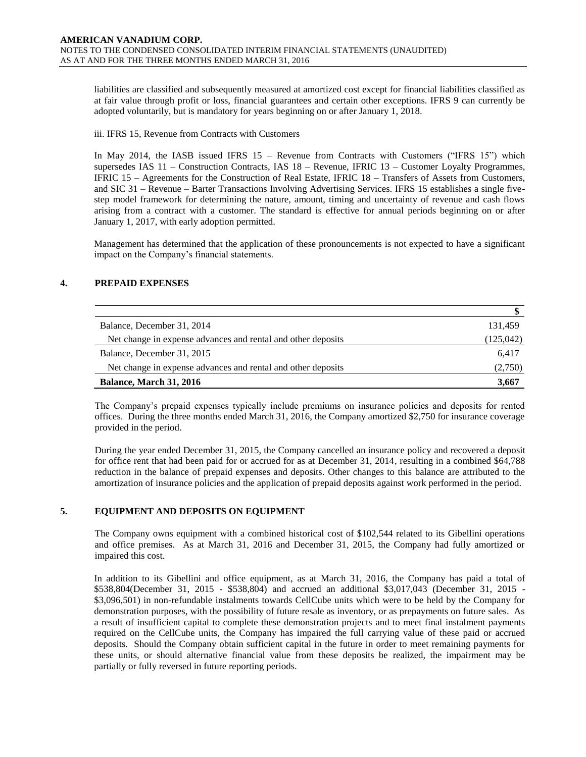liabilities are classified and subsequently measured at amortized cost except for financial liabilities classified as at fair value through profit or loss, financial guarantees and certain other exceptions. IFRS 9 can currently be adopted voluntarily, but is mandatory for years beginning on or after January 1, 2018.

iii. IFRS 15, Revenue from Contracts with Customers

In May 2014, the IASB issued IFRS 15 – Revenue from Contracts with Customers ("IFRS 15") which supersedes IAS 11 – Construction Contracts, IAS 18 – Revenue, IFRIC 13 – Customer Loyalty Programmes, IFRIC 15 – Agreements for the Construction of Real Estate, IFRIC 18 – Transfers of Assets from Customers, and SIC 31 – Revenue – Barter Transactions Involving Advertising Services. IFRS 15 establishes a single five-step model framework for determining the nature, amount, timing and uncertainty of revenue and cash flows arising from a contract with a customer. The standard is effective for annual periods beginning on or after January 1, 2017, with early adoption permitted.

Management has determined that the application of these pronouncements is not expected to have a significant impact on the Company's financial statements.

## 4. PREPAID EXPENSES

| | $ |
|---|---|
| Balance, December 31, 2014 | 131,459 |
| Net change in expense advances and rental and other deposits | (125,042) |
| Balance, December 31, 2015 | 6,417 |
| Net change in expense advances and rental and other deposits | (2,750) |
| **Balance, March 31, 2016** | **3,667** |

The Company's prepaid expenses typically include premiums on insurance policies and deposits for rented offices. During the three months ended March 31, 2016, the Company amortized $2,750 for insurance coverage provided in the period.

During the year ended December 31, 2015, the Company cancelled an insurance policy and recovered a deposit for office rent that had been paid for or accrued for as at December 31, 2014, resulting in a combined $64,788 reduction in the balance of prepaid expenses and deposits. Other changes to this balance are attributed to the amortization of insurance policies and the application of prepaid deposits against work performed in the period.

## 5. EQUIPMENT AND DEPOSITS ON EQUIPMENT

The Company owns equipment with a combined historical cost of $102,544 related to its Gibellini operations and office premises. As at March 31, 2016 and December 31, 2015, the Company had fully amortized or impaired this cost.

In addition to its Gibellini and office equipment, as at March 31, 2016, the Company has paid a total of $538,804(December 31, 2015 - $538,804) and accrued an additional $3,017,043 (December 31, 2015 - $3,096,501) in non-refundable instalments towards CellCube units which were to be held by the Company for demonstration purposes, with the possibility of future resale as inventory, or as prepayments on future sales. As a result of insufficient capital to complete these demonstration projects and to meet final instalment payments required on the CellCube units, the Company has impaired the full carrying value of these paid or accrued deposits. Should the Company obtain sufficient capital in the future in order to meet remaining payments for these units, or should alternative financial value from these deposits be realized, the impairment may be partially or fully reversed in future reporting periods.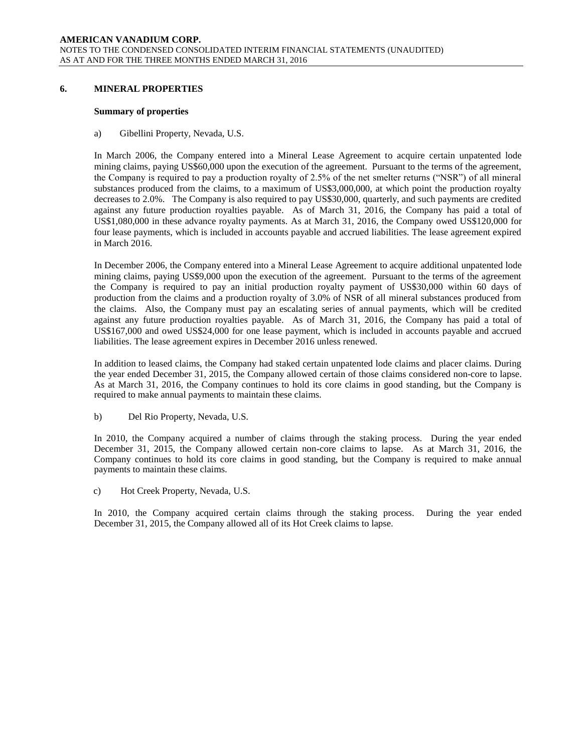## 6. MINERAL PROPERTIES

### Summary of properties

a) Gibellini Property, Nevada, U.S.

In March 2006, the Company entered into a Mineral Lease Agreement to acquire certain unpatented lode mining claims, paying US$60,000 upon the execution of the agreement. Pursuant to the terms of the agreement, the Company is required to pay a production royalty of 2.5% of the net smelter returns ("NSR") of all mineral substances produced from the claims, to a maximum of US$3,000,000, at which point the production royalty decreases to 2.0%. The Company is also required to pay US$30,000, quarterly, and such payments are credited against any future production royalties payable. As of March 31, 2016, the Company has paid a total of US$1,080,000 in these advance royalty payments. As at March 31, 2016, the Company owed US$120,000 for four lease payments, which is included in accounts payable and accrued liabilities. The lease agreement expired in March 2016.

In December 2006, the Company entered into a Mineral Lease Agreement to acquire additional unpatented lode mining claims, paying US$9,000 upon the execution of the agreement. Pursuant to the terms of the agreement the Company is required to pay an initial production royalty payment of US$30,000 within 60 days of production from the claims and a production royalty of 3.0% of NSR of all mineral substances produced from the claims. Also, the Company must pay an escalating series of annual payments, which will be credited against any future production royalties payable. As of March 31, 2016, the Company has paid a total of US$167,000 and owed US$24,000 for one lease payment, which is included in accounts payable and accrued liabilities. The lease agreement expires in December 2016 unless renewed.

In addition to leased claims, the Company had staked certain unpatented lode claims and placer claims. During the year ended December 31, 2015, the Company allowed certain of those claims considered non-core to lapse. As at March 31, 2016, the Company continues to hold its core claims in good standing, but the Company is required to make annual payments to maintain these claims.

b) Del Rio Property, Nevada, U.S.

In 2010, the Company acquired a number of claims through the staking process. During the year ended December 31, 2015, the Company allowed certain non-core claims to lapse. As at March 31, 2016, the Company continues to hold its core claims in good standing, but the Company is required to make annual payments to maintain these claims.

c) Hot Creek Property, Nevada, U.S.

In 2010, the Company acquired certain claims through the staking process. During the year ended December 31, 2015, the Company allowed all of its Hot Creek claims to lapse.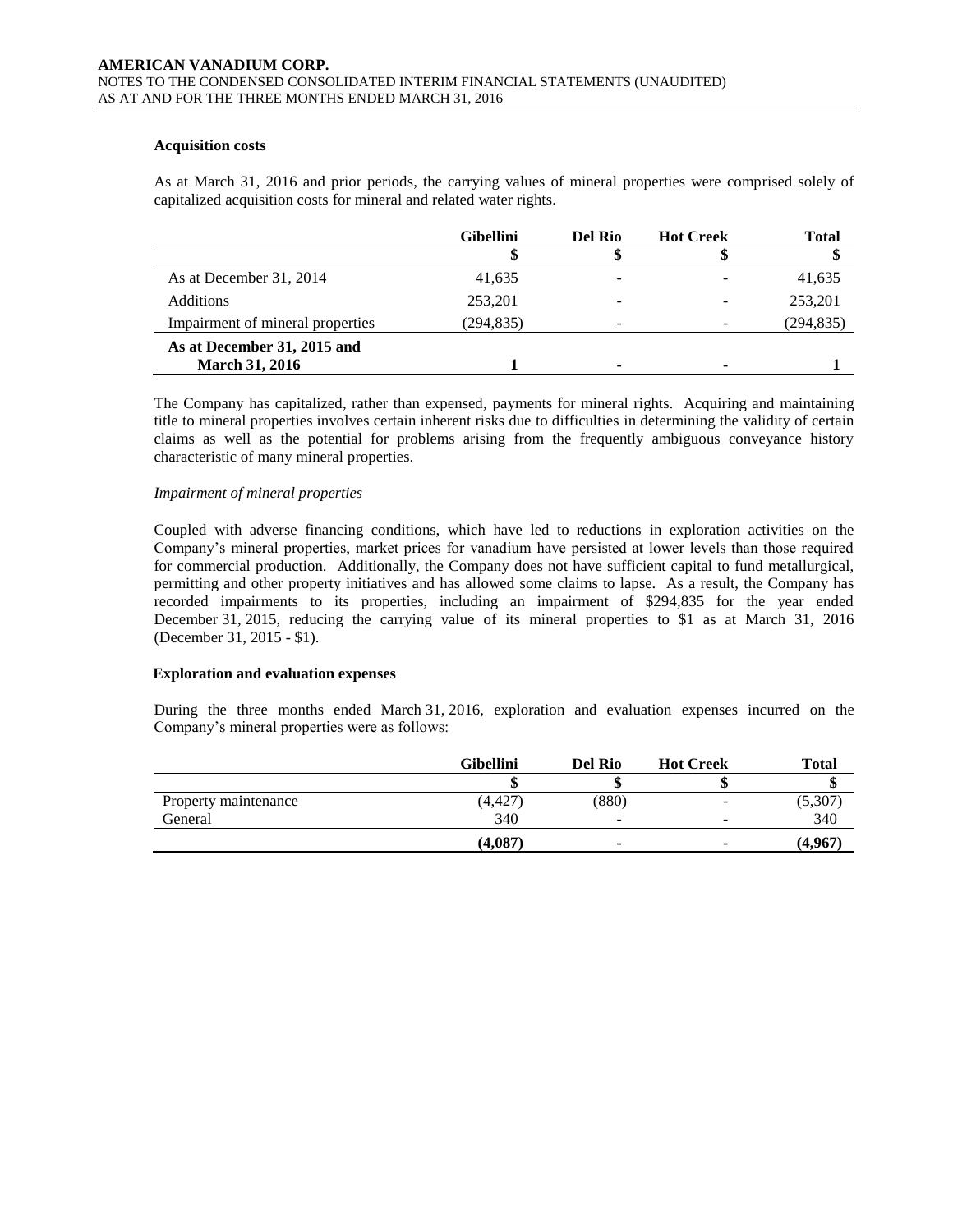### Acquisition costs

As at March 31, 2016 and prior periods, the carrying values of mineral properties were comprised solely of capitalized acquisition costs for mineral and related water rights.

| | Gibellini | Del Rio | Hot Creek | Total |
|---|---|---|---|---|
| | $ | $ | $ | $ |
| As at December 31, 2014 | 41,635 | - | - | 41,635 |
| Additions | 253,201 | - | - | 253,201 |
| Impairment of mineral properties | (294,835) | - | - | (294,835) |
| **As at December 31, 2015 and March 31, 2016** | **1** | **-** | **-** | **1** |

The Company has capitalized, rather than expensed, payments for mineral rights. Acquiring and maintaining title to mineral properties involves certain inherent risks due to difficulties in determining the validity of certain claims as well as the potential for problems arising from the frequently ambiguous conveyance history characteristic of many mineral properties.

*Impairment of mineral properties*

Coupled with adverse financing conditions, which have led to reductions in exploration activities on the Company's mineral properties, market prices for vanadium have persisted at lower levels than those required for commercial production. Additionally, the Company does not have sufficient capital to fund metallurgical, permitting and other property initiatives and has allowed some claims to lapse. As a result, the Company has recorded impairments to its properties, including an impairment of $294,835 for the year ended December 31, 2015, reducing the carrying value of its mineral properties to $1 as at March 31, 2016 (December 31, 2015 - $1).

### Exploration and evaluation expenses

During the three months ended March 31, 2016, exploration and evaluation expenses incurred on the Company's mineral properties were as follows:

| | Gibellini | Del Rio | Hot Creek | Total |
|---|---|---|---|---|
| | $ | $ | $ | $ |
| Property maintenance | (4,427) | (880) | - | (5,307) |
| General | 340 | - | - | 340 |
| | **(4,087)** | **-** | **-** | **(4,967)** |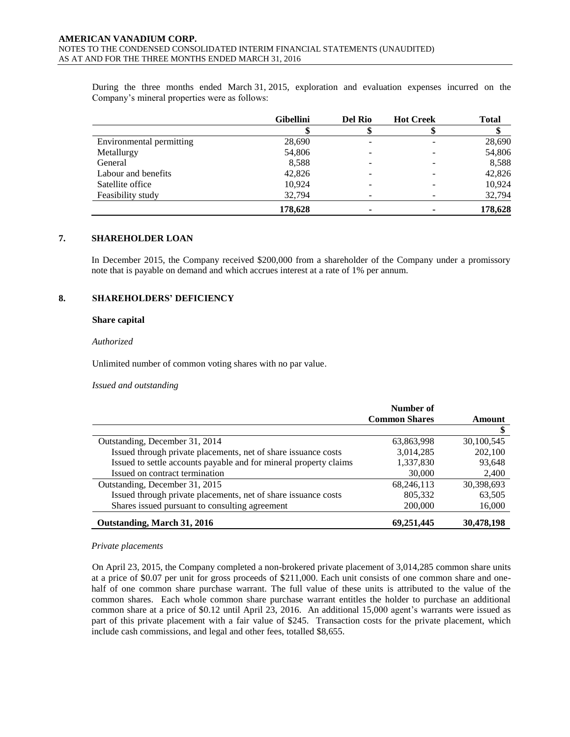During the three months ended March 31, 2015, exploration and evaluation expenses incurred on the Company's mineral properties were as follows:

| | Gibellini | Del Rio | Hot Creek | Total |
|---|---|---|---|---|
| | $ | $ | $ | $ |
| Environmental permitting | 28,690 | - | - | 28,690 |
| Metallurgy | 54,806 | - | - | 54,806 |
| General | 8,588 | - | - | 8,588 |
| Labour and benefits | 42,826 | - | - | 42,826 |
| Satellite office | 10,924 | - | - | 10,924 |
| Feasibility study | 32,794 | - | - | 32,794 |
| | **178,628** | **-** | **-** | **178,628** |

## 7. SHAREHOLDER LOAN

In December 2015, the Company received $200,000 from a shareholder of the Company under a promissory note that is payable on demand and which accrues interest at a rate of 1% per annum.

## 8. SHAREHOLDERS' DEFICIENCY

### Share capital

*Authorized*

Unlimited number of common voting shares with no par value.

*Issued and outstanding*

| | Number of Common Shares | Amount |
|---|---|---|
| | | $ |
| Outstanding, December 31, 2014 | 63,863,998 | 30,100,545 |
| Issued through private placements, net of share issuance costs | 3,014,285 | 202,100 |
| Issued to settle accounts payable and for mineral property claims | 1,337,830 | 93,648 |
| Issued on contract termination | 30,000 | 2,400 |
| Outstanding, December 31, 2015 | 68,246,113 | 30,398,693 |
| Issued through private placements, net of share issuance costs | 805,332 | 63,505 |
| Shares issued pursuant to consulting agreement | 200,000 | 16,000 |
| **Outstanding, March 31, 2016** | **69,251,445** | **30,478,198** |

*Private placements*

On April 23, 2015, the Company completed a non-brokered private placement of 3,014,285 common share units at a price of $0.07 per unit for gross proceeds of $211,000. Each unit consists of one common share and one-half of one common share purchase warrant. The full value of these units is attributed to the value of the common shares. Each whole common share purchase warrant entitles the holder to purchase an additional common share at a price of $0.12 until April 23, 2016. An additional 15,000 agent's warrants were issued as part of this private placement with a fair value of $245. Transaction costs for the private placement, which include cash commissions, and legal and other fees, totalled $8,655.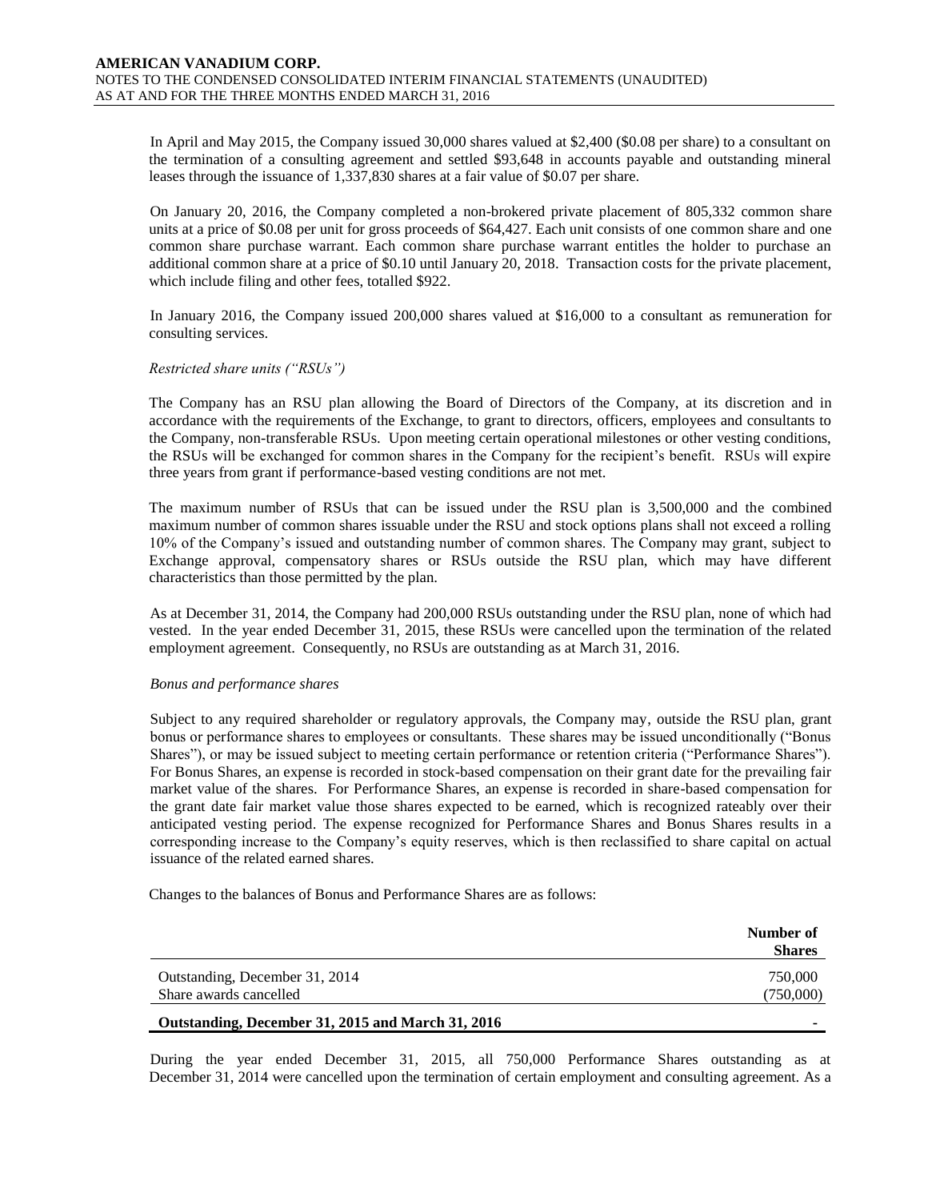In April and May 2015, the Company issued 30,000 shares valued at $2,400 ($0.08 per share) to a consultant on the termination of a consulting agreement and settled $93,648 in accounts payable and outstanding mineral leases through the issuance of 1,337,830 shares at a fair value of $0.07 per share.

On January 20, 2016, the Company completed a non-brokered private placement of 805,332 common share units at a price of $0.08 per unit for gross proceeds of $64,427. Each unit consists of one common share and one common share purchase warrant. Each common share purchase warrant entitles the holder to purchase an additional common share at a price of $0.10 until January 20, 2018. Transaction costs for the private placement, which include filing and other fees, totalled $922.

In January 2016, the Company issued 200,000 shares valued at $16,000 to a consultant as remuneration for consulting services.

*Restricted share units ("RSUs")*

The Company has an RSU plan allowing the Board of Directors of the Company, at its discretion and in accordance with the requirements of the Exchange, to grant to directors, officers, employees and consultants to the Company, non-transferable RSUs. Upon meeting certain operational milestones or other vesting conditions, the RSUs will be exchanged for common shares in the Company for the recipient's benefit. RSUs will expire three years from grant if performance-based vesting conditions are not met.

The maximum number of RSUs that can be issued under the RSU plan is 3,500,000 and the combined maximum number of common shares issuable under the RSU and stock options plans shall not exceed a rolling 10% of the Company's issued and outstanding number of common shares. The Company may grant, subject to Exchange approval, compensatory shares or RSUs outside the RSU plan, which may have different characteristics than those permitted by the plan.

As at December 31, 2014, the Company had 200,000 RSUs outstanding under the RSU plan, none of which had vested. In the year ended December 31, 2015, these RSUs were cancelled upon the termination of the related employment agreement. Consequently, no RSUs are outstanding as at March 31, 2016.

*Bonus and performance shares*

Subject to any required shareholder or regulatory approvals, the Company may, outside the RSU plan, grant bonus or performance shares to employees or consultants. These shares may be issued unconditionally ("Bonus Shares"), or may be issued subject to meeting certain performance or retention criteria ("Performance Shares"). For Bonus Shares, an expense is recorded in stock-based compensation on their grant date for the prevailing fair market value of the shares. For Performance Shares, an expense is recorded in share-based compensation for the grant date fair market value those shares expected to be earned, which is recognized rateably over their anticipated vesting period. The expense recognized for Performance Shares and Bonus Shares results in a corresponding increase to the Company's equity reserves, which is then reclassified to share capital on actual issuance of the related earned shares.

Changes to the balances of Bonus and Performance Shares are as follows:

| | Number of Shares |
|---|---|
| Outstanding, December 31, 2014 | 750,000 |
| Share awards cancelled | (750,000) |
| **Outstanding, December 31, 2015 and March 31, 2016** | - |

During the year ended December 31, 2015, all 750,000 Performance Shares outstanding as at December 31, 2014 were cancelled upon the termination of certain employment and consulting agreement. As a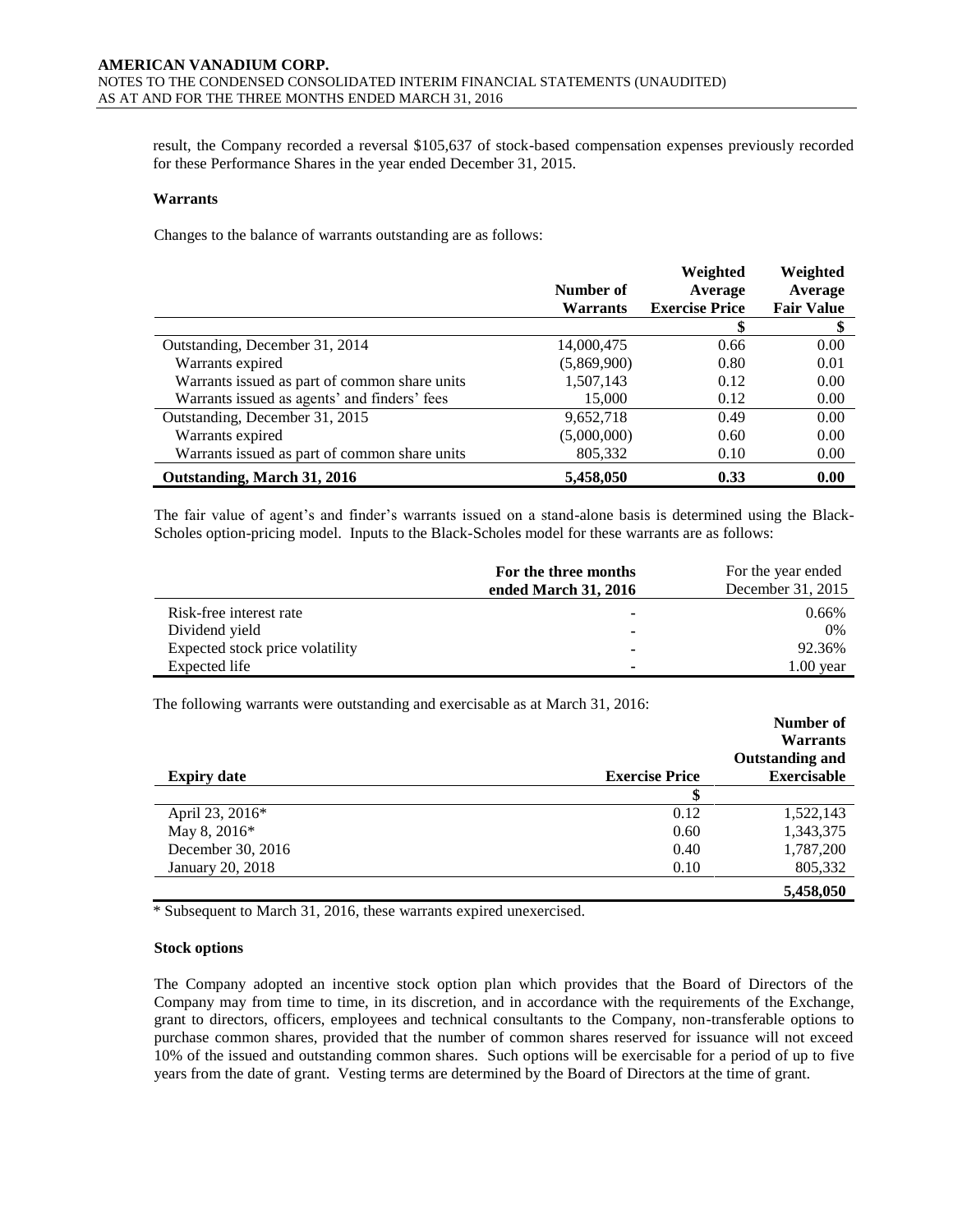result, the Company recorded a reversal $105,637 of stock-based compensation expenses previously recorded for these Performance Shares in the year ended December 31, 2015.

**Warrants**

Changes to the balance of warrants outstanding are as follows:

| | Number of Warrants | Weighted Average Exercise Price | Weighted Average Fair Value |
|---|---|---|---|
| | | $ | $ |
| Outstanding, December 31, 2014 | 14,000,475 | 0.66 | 0.00 |
| Warrants expired | (5,869,900) | 0.80 | 0.01 |
| Warrants issued as part of common share units | 1,507,143 | 0.12 | 0.00 |
| Warrants issued as agents' and finders' fees | 15,000 | 0.12 | 0.00 |
| Outstanding, December 31, 2015 | 9,652,718 | 0.49 | 0.00 |
| Warrants expired | (5,000,000) | 0.60 | 0.00 |
| Warrants issued as part of common share units | 805,332 | 0.10 | 0.00 |
| **Outstanding, March 31, 2016** | **5,458,050** | **0.33** | **0.00** |

The fair value of agent's and finder's warrants issued on a stand-alone basis is determined using the Black-Scholes option-pricing model. Inputs to the Black-Scholes model for these warrants are as follows:

| | **For the three months ended March 31, 2016** | For the year ended December 31, 2015 |
|---|---|---|
| Risk-free interest rate | - | 0.66% |
| Dividend yield | - | 0% |
| Expected stock price volatility | - | 92.36% |
| Expected life | - | 1.00 year |

The following warrants were outstanding and exercisable as at March 31, 2016:

| Expiry date | Exercise Price | Number of Warrants Outstanding and Exercisable |
|---|---|---|
| | $ | |
| April 23, 2016* | 0.12 | 1,522,143 |
| May 8, 2016* | 0.60 | 1,343,375 |
| December 30, 2016 | 0.40 | 1,787,200 |
| January 20, 2018 | 0.10 | 805,332 |
| | | **5,458,050** |

\* Subsequent to March 31, 2016, these warrants expired unexercised.

**Stock options**

The Company adopted an incentive stock option plan which provides that the Board of Directors of the Company may from time to time, in its discretion, and in accordance with the requirements of the Exchange, grant to directors, officers, employees and technical consultants to the Company, non-transferable options to purchase common shares, provided that the number of common shares reserved for issuance will not exceed 10% of the issued and outstanding common shares. Such options will be exercisable for a period of up to five years from the date of grant. Vesting terms are determined by the Board of Directors at the time of grant.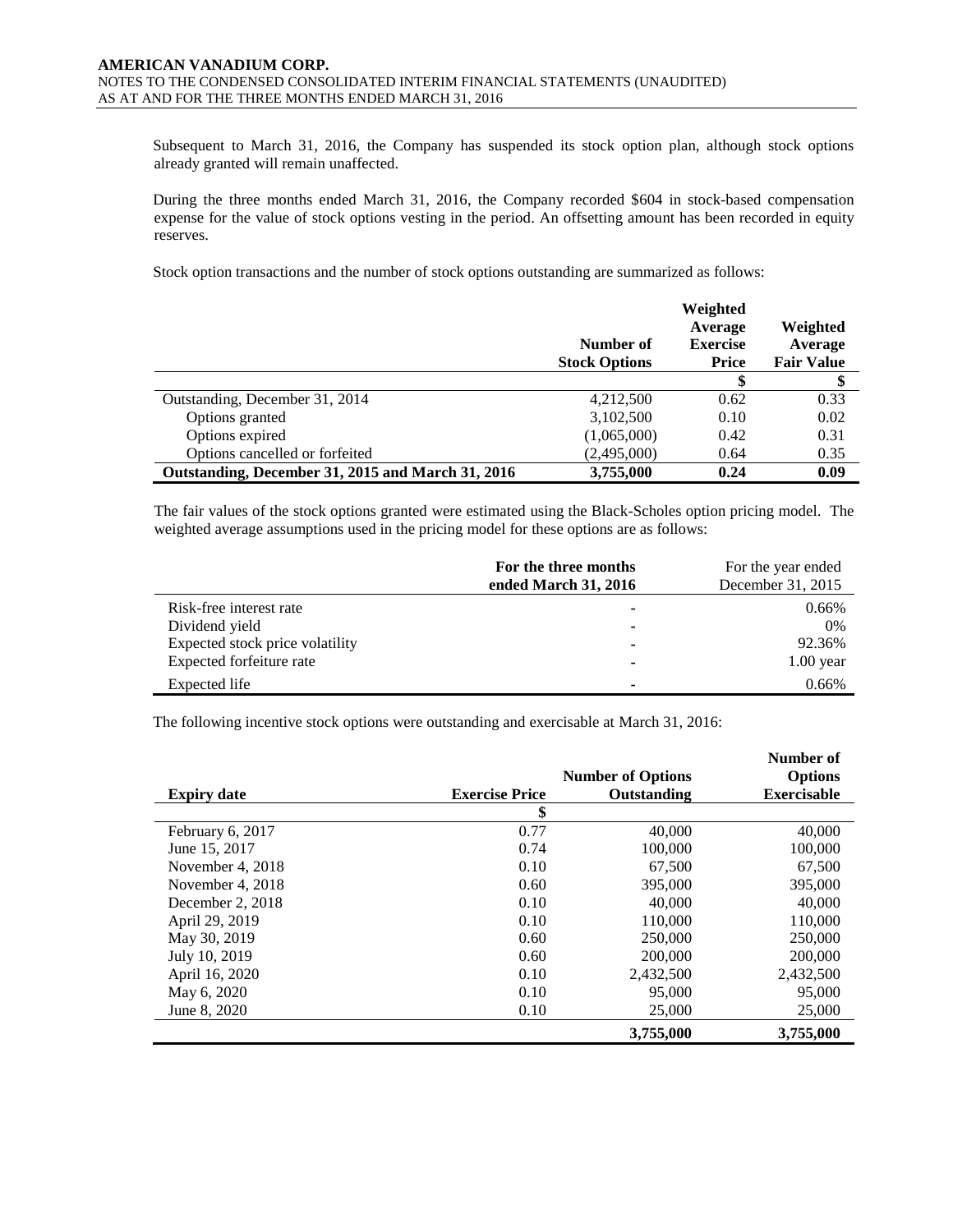Subsequent to March 31, 2016, the Company has suspended its stock option plan, although stock options already granted will remain unaffected.

During the three months ended March 31, 2016, the Company recorded $604 in stock-based compensation expense for the value of stock options vesting in the period. An offsetting amount has been recorded in equity reserves.

Stock option transactions and the number of stock options outstanding are summarized as follows:

| | Number of Stock Options | Weighted Average Exercise Price | Weighted Average Fair Value |
|---|---|---|---|
| | | $ | $ |
| Outstanding, December 31, 2014 | 4,212,500 | 0.62 | 0.33 |
| Options granted | 3,102,500 | 0.10 | 0.02 |
| Options expired | (1,065,000) | 0.42 | 0.31 |
| Options cancelled or forfeited | (2,495,000) | 0.64 | 0.35 |
| **Outstanding, December 31, 2015 and March 31, 2016** | **3,755,000** | **0.24** | **0.09** |

The fair values of the stock options granted were estimated using the Black-Scholes option pricing model. The weighted average assumptions used in the pricing model for these options are as follows:

| | **For the three months ended March 31, 2016** | For the year ended December 31, 2015 |
|---|---|---|
| Risk-free interest rate | - | 0.66% |
| Dividend yield | - | 0% |
| Expected stock price volatility | - | 92.36% |
| Expected forfeiture rate | - | 1.00 year |
| Expected life | - | 0.66% |

The following incentive stock options were outstanding and exercisable at March 31, 2016:

| Expiry date | Exercise Price | Number of Options Outstanding | Number of Options Exercisable |
|---|---|---|---|
| | $ | | |
| February 6, 2017 | 0.77 | 40,000 | 40,000 |
| June 15, 2017 | 0.74 | 100,000 | 100,000 |
| November 4, 2018 | 0.10 | 67,500 | 67,500 |
| November 4, 2018 | 0.60 | 395,000 | 395,000 |
| December 2, 2018 | 0.10 | 40,000 | 40,000 |
| April 29, 2019 | 0.10 | 110,000 | 110,000 |
| May 30, 2019 | 0.60 | 250,000 | 250,000 |
| July 10, 2019 | 0.60 | 200,000 | 200,000 |
| April 16, 2020 | 0.10 | 2,432,500 | 2,432,500 |
| May 6, 2020 | 0.10 | 95,000 | 95,000 |
| June 8, 2020 | 0.10 | 25,000 | 25,000 |
| | | **3,755,000** | **3,755,000** |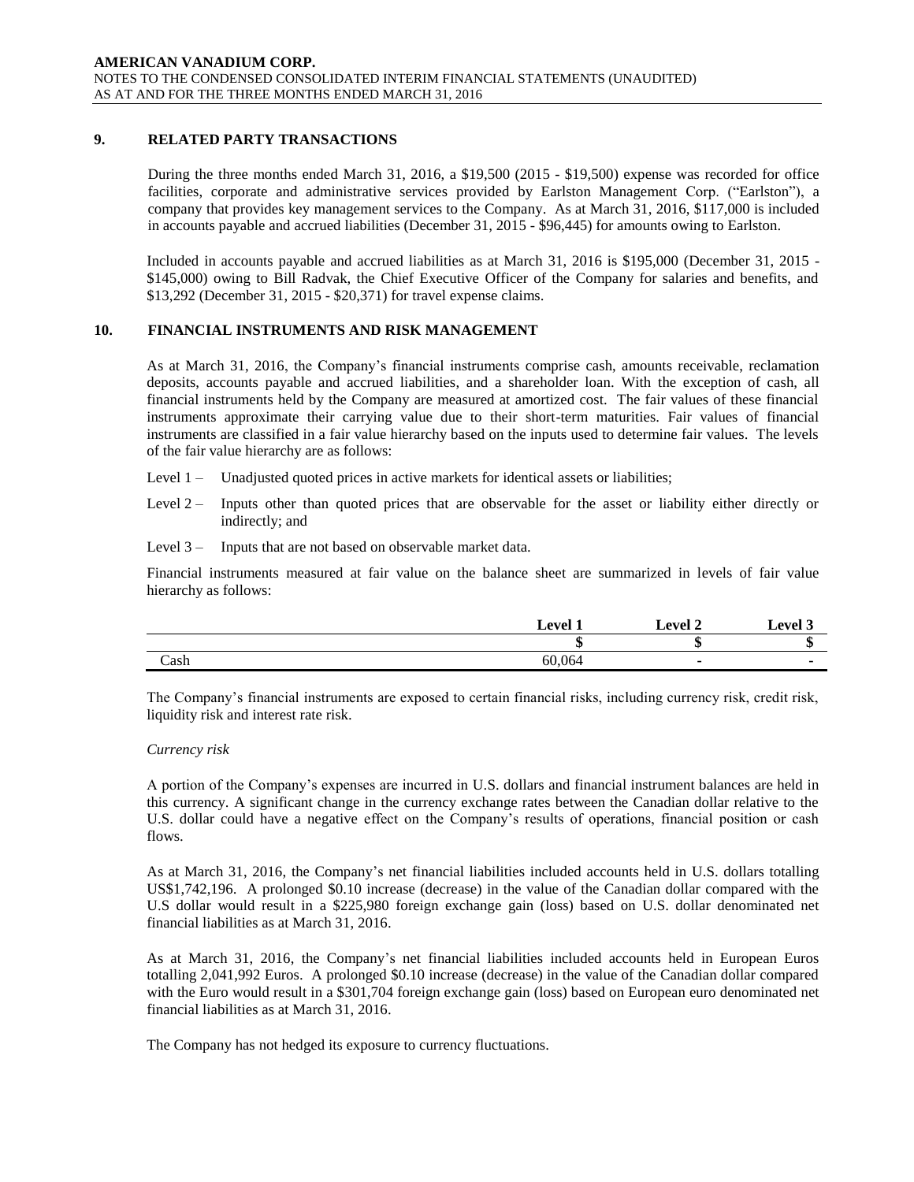## 9. RELATED PARTY TRANSACTIONS

During the three months ended March 31, 2016, a $19,500 (2015 - $19,500) expense was recorded for office facilities, corporate and administrative services provided by Earlston Management Corp. ("Earlston"), a company that provides key management services to the Company. As at March 31, 2016, $117,000 is included in accounts payable and accrued liabilities (December 31, 2015 - $96,445) for amounts owing to Earlston.

Included in accounts payable and accrued liabilities as at March 31, 2016 is $195,000 (December 31, 2015 - $145,000) owing to Bill Radvak, the Chief Executive Officer of the Company for salaries and benefits, and $13,292 (December 31, 2015 - $20,371) for travel expense claims.

## 10. FINANCIAL INSTRUMENTS AND RISK MANAGEMENT

As at March 31, 2016, the Company's financial instruments comprise cash, amounts receivable, reclamation deposits, accounts payable and accrued liabilities, and a shareholder loan. With the exception of cash, all financial instruments held by the Company are measured at amortized cost. The fair values of these financial instruments approximate their carrying value due to their short-term maturities. Fair values of financial instruments are classified in a fair value hierarchy based on the inputs used to determine fair values. The levels of the fair value hierarchy are as follows:

Level 1 – Unadjusted quoted prices in active markets for identical assets or liabilities;

Level 2 – Inputs other than quoted prices that are observable for the asset or liability either directly or indirectly; and

Level 3 – Inputs that are not based on observable market data.

Financial instruments measured at fair value on the balance sheet are summarized in levels of fair value hierarchy as follows:

| | Level 1 | Level 2 | Level 3 |
|---|---|---|---|
| | $ | $ | $ |
| Cash | 60,064 | - | - |

The Company's financial instruments are exposed to certain financial risks, including currency risk, credit risk, liquidity risk and interest rate risk.

*Currency risk*

A portion of the Company's expenses are incurred in U.S. dollars and financial instrument balances are held in this currency. A significant change in the currency exchange rates between the Canadian dollar relative to the U.S. dollar could have a negative effect on the Company's results of operations, financial position or cash flows.

As at March 31, 2016, the Company's net financial liabilities included accounts held in U.S. dollars totalling US$1,742,196. A prolonged $0.10 increase (decrease) in the value of the Canadian dollar compared with the U.S dollar would result in a $225,980 foreign exchange gain (loss) based on U.S. dollar denominated net financial liabilities as at March 31, 2016.

As at March 31, 2016, the Company's net financial liabilities included accounts held in European Euros totalling 2,041,992 Euros. A prolonged $0.10 increase (decrease) in the value of the Canadian dollar compared with the Euro would result in a $301,704 foreign exchange gain (loss) based on European euro denominated net financial liabilities as at March 31, 2016.

The Company has not hedged its exposure to currency fluctuations.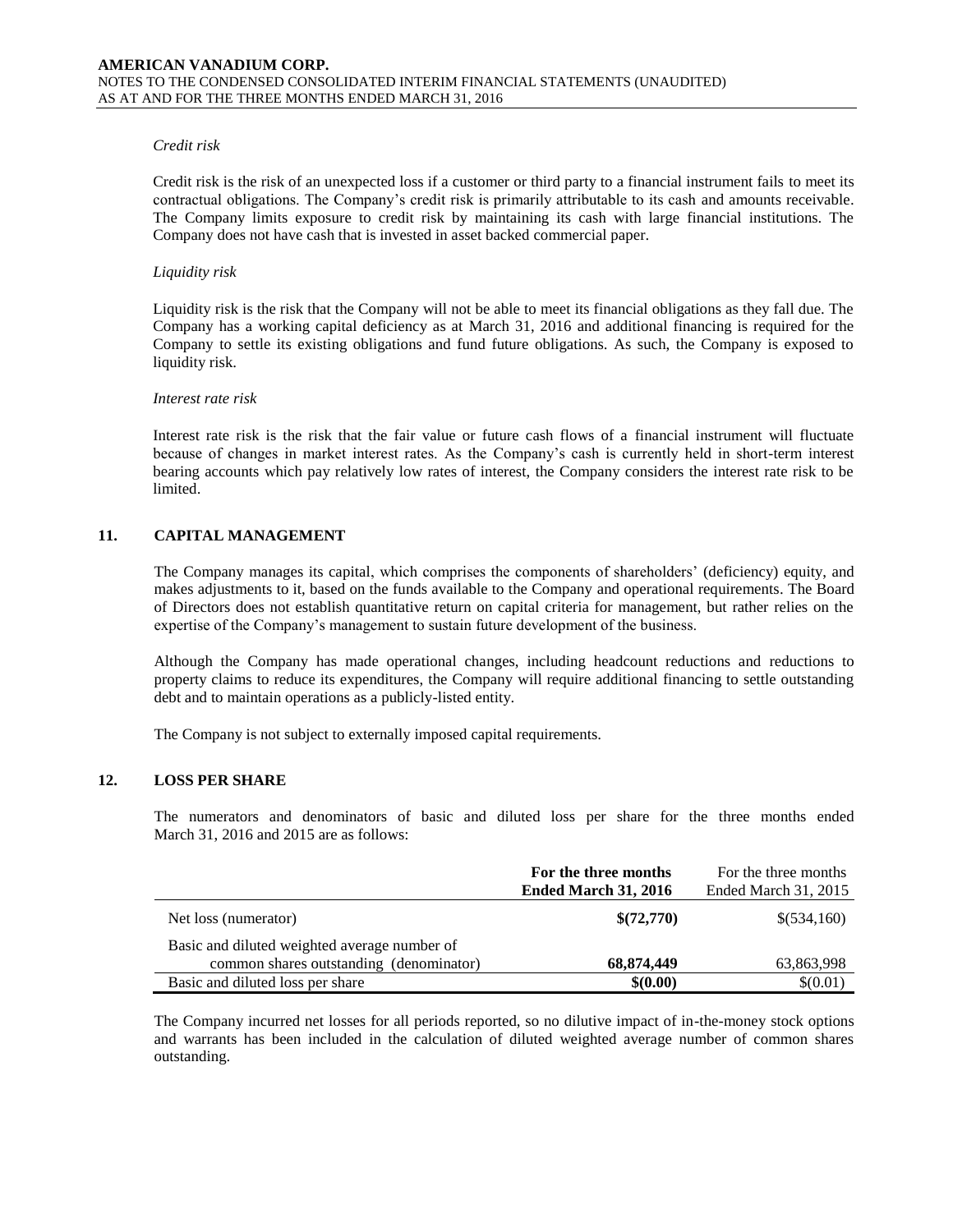*Credit risk*

Credit risk is the risk of an unexpected loss if a customer or third party to a financial instrument fails to meet its contractual obligations. The Company's credit risk is primarily attributable to its cash and amounts receivable. The Company limits exposure to credit risk by maintaining its cash with large financial institutions. The Company does not have cash that is invested in asset backed commercial paper.

*Liquidity risk*

Liquidity risk is the risk that the Company will not be able to meet its financial obligations as they fall due. The Company has a working capital deficiency as at March 31, 2016 and additional financing is required for the Company to settle its existing obligations and fund future obligations. As such, the Company is exposed to liquidity risk.

*Interest rate risk*

Interest rate risk is the risk that the fair value or future cash flows of a financial instrument will fluctuate because of changes in market interest rates. As the Company's cash is currently held in short-term interest bearing accounts which pay relatively low rates of interest, the Company considers the interest rate risk to be limited.

## 11. CAPITAL MANAGEMENT

The Company manages its capital, which comprises the components of shareholders' (deficiency) equity, and makes adjustments to it, based on the funds available to the Company and operational requirements. The Board of Directors does not establish quantitative return on capital criteria for management, but rather relies on the expertise of the Company's management to sustain future development of the business.

Although the Company has made operational changes, including headcount reductions and reductions to property claims to reduce its expenditures, the Company will require additional financing to settle outstanding debt and to maintain operations as a publicly-listed entity.

The Company is not subject to externally imposed capital requirements.

## 12. LOSS PER SHARE

The numerators and denominators of basic and diluted loss per share for the three months ended March 31, 2016 and 2015 are as follows:

| | **For the three months Ended March 31, 2016** | For the three months Ended March 31, 2015 |
|---|---|---|
| Net loss (numerator) | **$(72,770)** | $(534,160) |
| Basic and diluted weighted average number of common shares outstanding (denominator) | **68,874,449** | 63,863,998 |
| Basic and diluted loss per share | **$(0.00)** | $(0.01) |

The Company incurred net losses for all periods reported, so no dilutive impact of in-the-money stock options and warrants has been included in the calculation of diluted weighted average number of common shares outstanding.